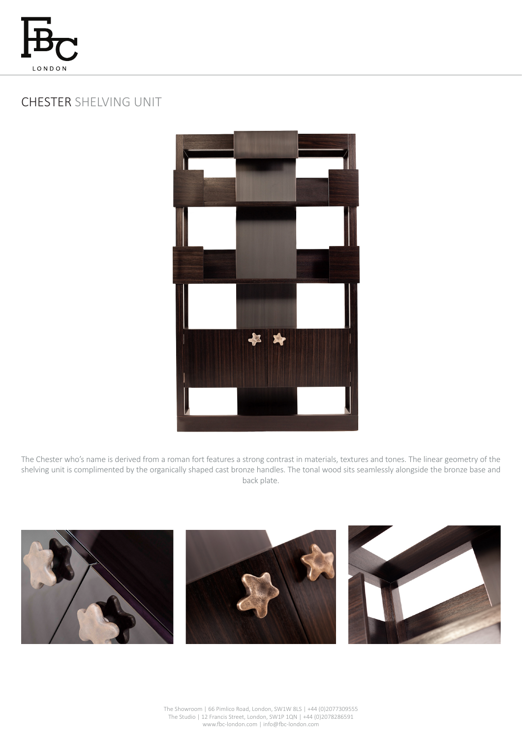# CHESTER SHELVING UNIT

The Chester who's name is derived from a roman fort features a strong contrast in materials, textures and tones. The linear geometry of the shelving unit is complimented by the organically shaped cast bronze handles. The tonal wood sits seamlessly alongside the bronze base and back plate.

The Showroom | 66 Pimlico Road, London, SW1W 8LS | +44 (0)2077309555
The Studio | 12 Francis Street, London, SW1P 1QN | +44 (0)2078286591
www.fbc-london.com | info@fbc-london.com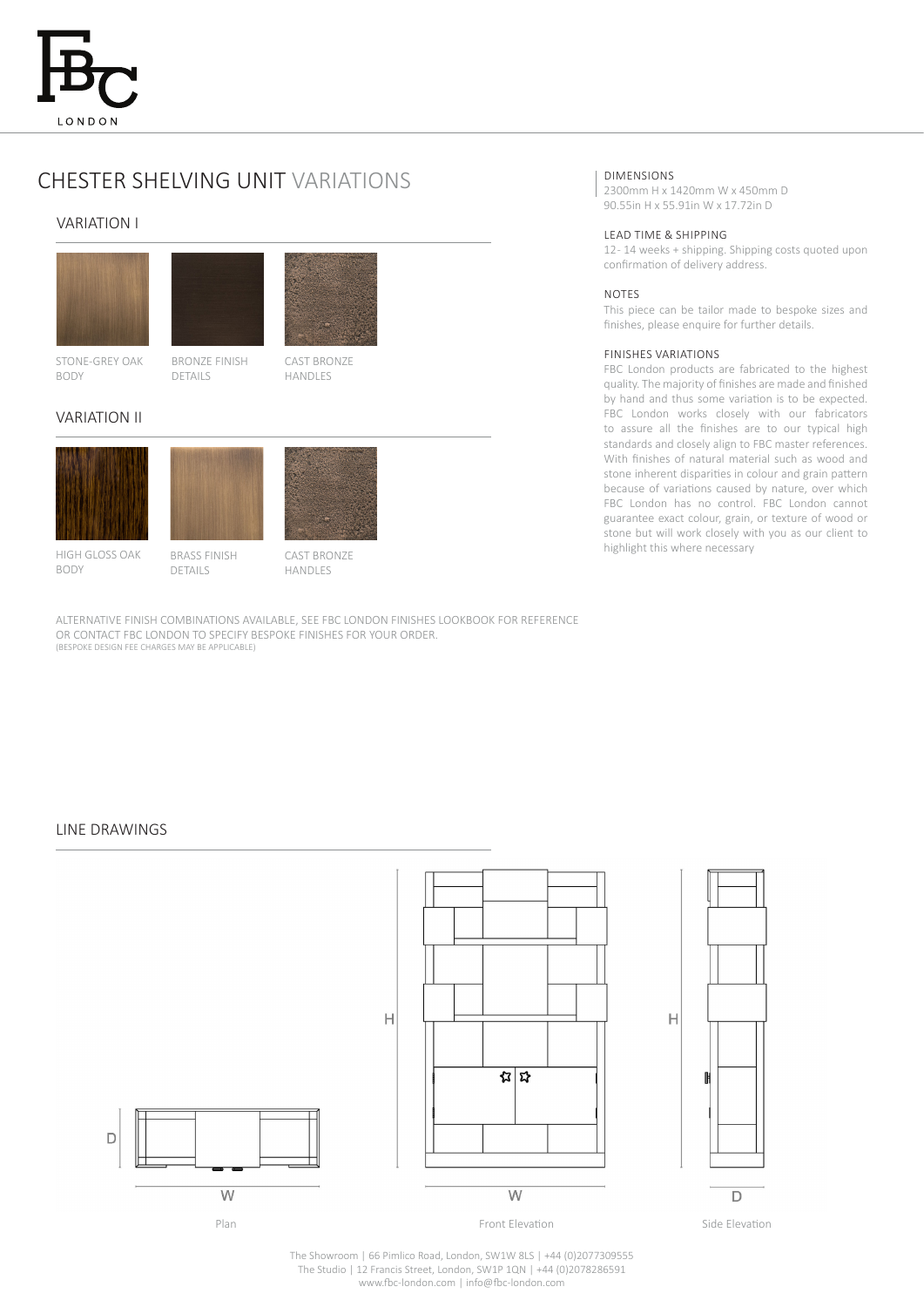# CHESTER SHELVING UNIT VARIATIONS

## VARIATION I

STONE-GREY OAK BODY

BRONZE FINISH DETAILS

CAST BRONZE HANDLES

## VARIATION II

HIGH GLOSS OAK BODY

BRASS FINISH DETAILS

CAST BRONZE HANDLES

ALTERNATIVE FINISH COMBINATIONS AVAILABLE, SEE FBC LONDON FINISHES LOOKBOOK FOR REFERENCE OR CONTACT FBC LONDON TO SPECIFY BESPOKE FINISHES FOR YOUR ORDER.
(BESPOKE DESIGN FEE CHARGES MAY BE APPLICABLE)

### DIMENSIONS

2300mm H x 1420mm W x 450mm D
90.55in H x 55.91in W x 17.72in D

### LEAD TIME & SHIPPING

12- 14 weeks + shipping. Shipping costs quoted upon confirmation of delivery address.

### NOTES

This piece can be tailor made to bespoke sizes and finishes, please enquire for further details.

### FINISHES VARIATIONS

FBC London products are fabricated to the highest quality. The majority of finishes are made and finished by hand and thus some variation is to be expected. FBC London works closely with our fabricators to assure all the finishes are to our typical high standards and closely align to FBC master references. With finishes of natural material such as wood and stone inherent disparities in colour and grain pattern because of variations caused by nature, over which FBC London has no control. FBC London cannot guarantee exact colour, grain, or texture of wood or stone but will work closely with you as our client to highlight this where necessary

## LINE DRAWINGS

D

W

Plan

H

W

Front Elevation

H

D

Side Elevation

The Showroom | 66 Pimlico Road, London, SW1W 8LS | +44 (0)2077309555
The Studio | 12 Francis Street, London, SW1P 1QN | +44 (0)2078286591
www.fbc-london.com | info@fbc-london.com